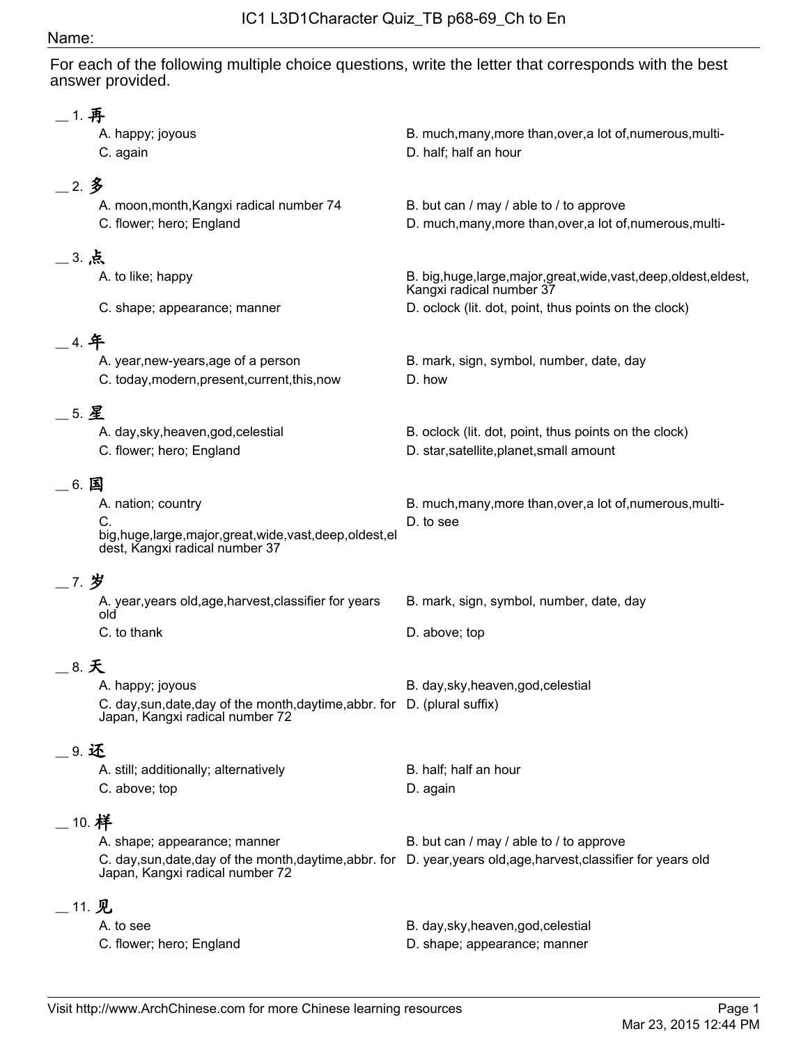# IC1 L3D1Character Quiz_TB p68-69_Ch to En

Name:

For each of the following multiple choice questions, write the letter that corresponds with the best answer provided.

__ 1. 再

- A. happy; joyous
- B. much,many,more than,over,a lot of,numerous,multi-
- C. again
- D. half; half an hour

__ 2. 多

- A. moon,month,Kangxi radical number 74
- B. but can / may / able to / to approve
- C. flower; hero; England
- D. much,many,more than,over,a lot of,numerous,multi-

__ 3. 点

- A. to like; happy
- B. big,huge,large,major,great,wide,vast,deep,oldest,eldest, Kangxi radical number 37
- C. shape; appearance; manner
- D. oclock (lit. dot, point, thus points on the clock)

__ 4. 年

- A. year,new-years,age of a person
- B. mark, sign, symbol, number, date, day
- C. today,modern,present,current,this,now
- D. how

__ 5. 星

- A. day,sky,heaven,god,celestial
- B. oclock (lit. dot, point, thus points on the clock)
- C. flower; hero; England
- D. star,satellite,planet,small amount

__ 6. 国

- A. nation; country
- B. much,many,more than,over,a lot of,numerous,multi-
- C. big,huge,large,major,great,wide,vast,deep,oldest,eldest, Kangxi radical number 37
- D. to see

__ 7. 岁

- A. year,years old,age,harvest,classifier for years old
- B. mark, sign, symbol, number, date, day
- C. to thank
- D. above; top

__ 8. 天

- A. happy; joyous
- B. day,sky,heaven,god,celestial
- C. day,sun,date,day of the month,daytime,abbr. for Japan, Kangxi radical number 72
- D. (plural suffix)

__ 9. 还

- A. still; additionally; alternatively
- B. half; half an hour
- C. above; top
- D. again

__ 10. 样

- A. shape; appearance; manner
- B. but can / may / able to / to approve
- C. day,sun,date,day of the month,daytime,abbr. for Japan, Kangxi radical number 72
- D. year,years old,age,harvest,classifier for years old

__ 11. 见

- A. to see
- B. day,sky,heaven,god,celestial
- C. flower; hero; England
- D. shape; appearance; manner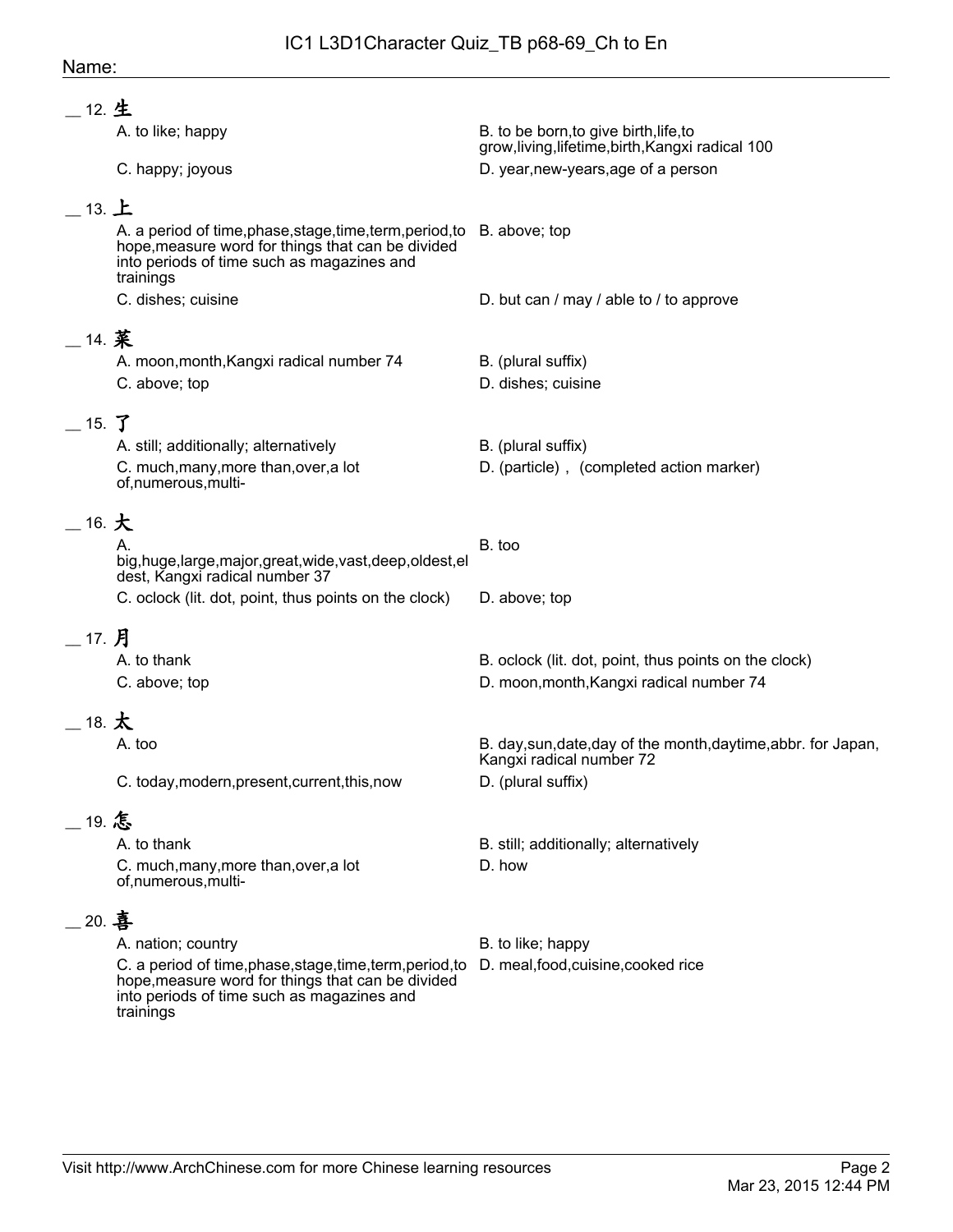Name:

__ 12. 生

A. to like; happy

B. to be born,to give birth,life,to grow,living,lifetime,birth,Kangxi radical 100

C. happy; joyous

D. year,new-years,age of a person

__ 13. 上

A. a period of time,phase,stage,time,term,period,to hope,measure word for things that can be divided into periods of time such as magazines and trainings

B. above; top

C. dishes; cuisine

D. but can / may / able to / to approve

__ 14. 菜

A. moon,month,Kangxi radical number 74

B. (plural suffix)

C. above; top

D. dishes; cuisine

__ 15. 了

A. still; additionally; alternatively

B. (plural suffix)

C. much,many,more than,over,a lot of,numerous,multi-

D. (particle) ,  (completed action marker)

__ 16. 大

A. big,huge,large,major,great,wide,vast,deep,oldest,eldest, Kangxi radical number 37

B. too

C. oclock (lit. dot, point, thus points on the clock)

D. above; top

__ 17. 月

A. to thank

B. oclock (lit. dot, point, thus points on the clock)

C. above; top

D. moon,month,Kangxi radical number 74

__ 18. 太

A. too

B. day,sun,date,day of the month,daytime,abbr. for Japan, Kangxi radical number 72

C. today,modern,present,current,this,now

D. (plural suffix)

__ 19. 怎

A. to thank

B. still; additionally; alternatively

C. much,many,more than,over,a lot of,numerous,multi-

D. how

__ 20. 喜

A. nation; country

B. to like; happy

C. a period of time,phase,stage,time,term,period,to hope,measure word for things that can be divided into periods of time such as magazines and trainings

D. meal,food,cuisine,cooked rice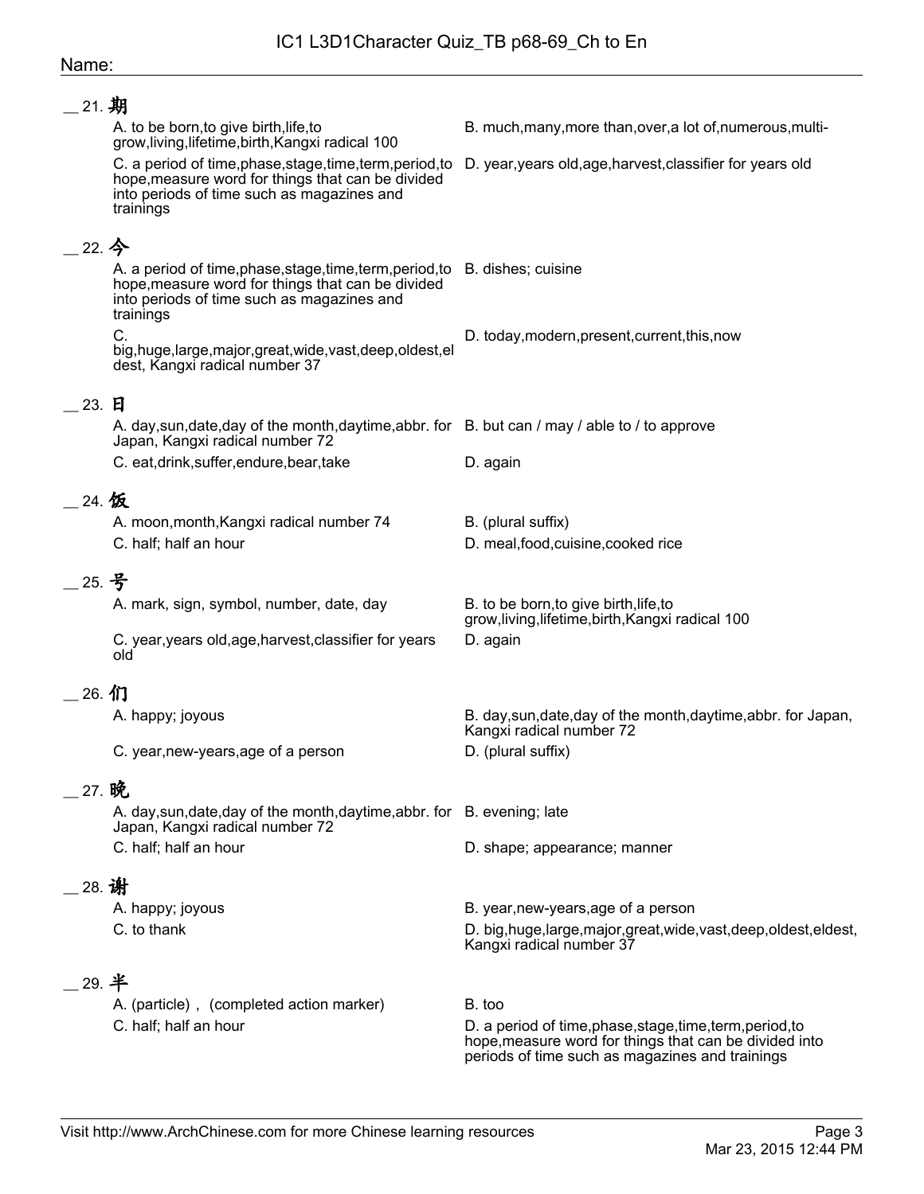Name:

__ 21. 期

A. to be born,to give birth,life,to grow,living,lifetime,birth,Kangxi radical 100

B. much,many,more than,over,a lot of,numerous,multi-

C. a period of time,phase,stage,time,term,period,to hope,measure word for things that can be divided into periods of time such as magazines and trainings

D. year,years old,age,harvest,classifier for years old

__ 22. 今

A. a period of time,phase,stage,time,term,period,to hope,measure word for things that can be divided into periods of time such as magazines and trainings

B. dishes; cuisine

C. big,huge,large,major,great,wide,vast,deep,oldest,eldest, Kangxi radical number 37

D. today,modern,present,current,this,now

__ 23. 日

A. day,sun,date,day of the month,daytime,abbr. for Japan, Kangxi radical number 72

B. but can / may / able to / to approve

C. eat,drink,suffer,endure,bear,take

D. again

__ 24. 饭

A. moon,month,Kangxi radical number 74

B. (plural suffix)

C. half; half an hour

D. meal,food,cuisine,cooked rice

__ 25. 号

A. mark, sign, symbol, number, date, day

B. to be born,to give birth,life,to grow,living,lifetime,birth,Kangxi radical 100

C. year,years old,age,harvest,classifier for years old

D. again

__ 26. 们

A. happy; joyous

B. day,sun,date,day of the month,daytime,abbr. for Japan, Kangxi radical number 72

C. year,new-years,age of a person

D. (plural suffix)

__ 27. 晚

A. day,sun,date,day of the month,daytime,abbr. for Japan, Kangxi radical number 72

B. evening; late

C. half; half an hour

D. shape; appearance; manner

__ 28. 谢

A. happy; joyous

B. year,new-years,age of a person

C. to thank

D. big,huge,large,major,great,wide,vast,deep,oldest,eldest, Kangxi radical number 37

__ 29. 半

A. (particle) , (completed action marker)

B. too

C. half; half an hour

D. a period of time,phase,stage,time,term,period,to hope,measure word for things that can be divided into periods of time such as magazines and trainings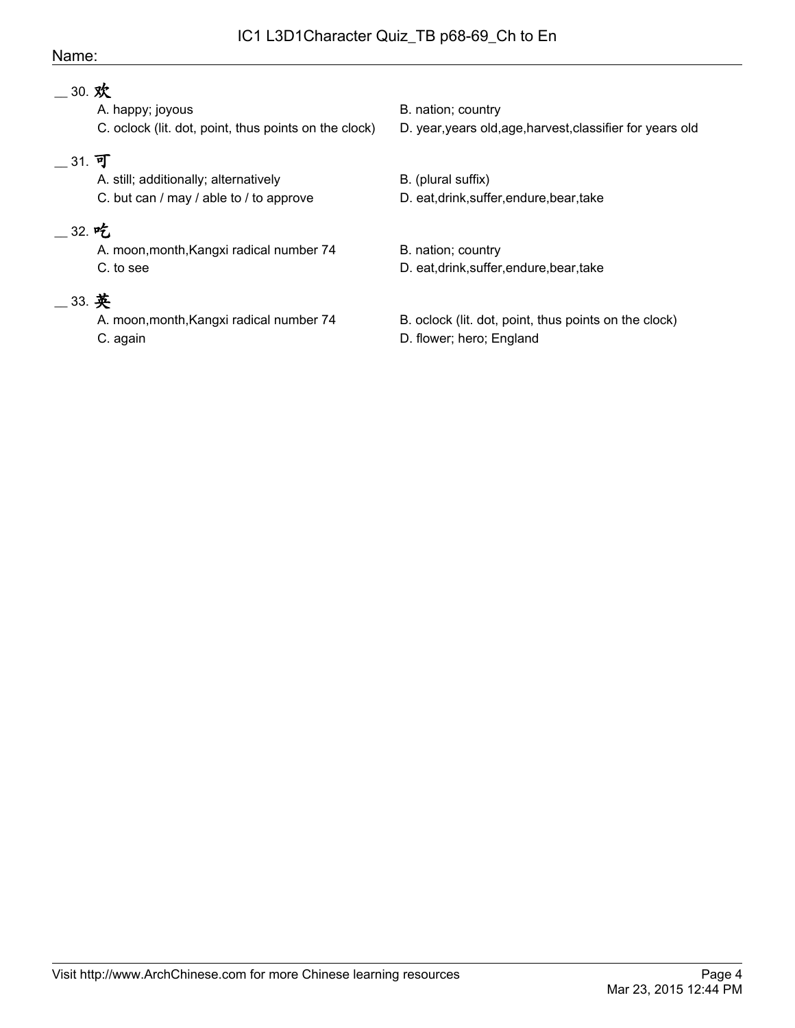IC1 L3D1Character Quiz_TB p68-69_Ch to En

Name:

__ 30. 欢

A. happy; joyous
B. nation; country
C. oclock (lit. dot, point, thus points on the clock)
D. year,years old,age,harvest,classifier for years old

__ 31. 可

A. still; additionally; alternatively
B. (plural suffix)
C. but can / may / able to / to approve
D. eat,drink,suffer,endure,bear,take

__ 32. 吃

A. moon,month,Kangxi radical number 74
B. nation; country
C. to see
D. eat,drink,suffer,endure,bear,take

__ 33. 英

A. moon,month,Kangxi radical number 74
B. oclock (lit. dot, point, thus points on the clock)
C. again
D. flower; hero; England